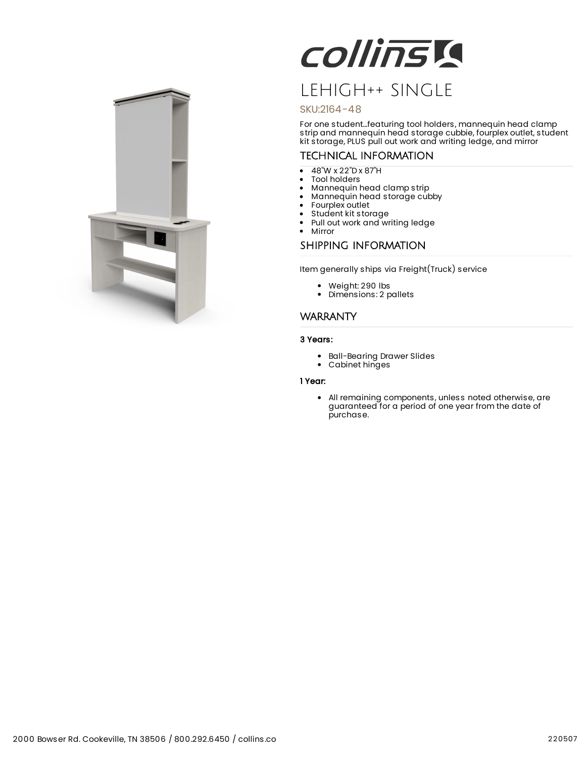# LEHIGH++ SINGLE

SKU:2164-48

For one student...featuring tool holders, mannequin head clamp strip and mannequin head storage cubbie, fourplex outlet, student kit storage, PLUS pull out work and writing ledge, and mirror

## TECHNICAL INFORMATION

- 48"W x 22"D x 87"H
- Tool holders
- Mannequin head clamp strip
- Mannequin head storage cubby
- Fourplex outlet
- Student kit storage
- Pull out work and writing ledge
- Mirror

## SHIPPING INFORMATION

Item generally ships via Freight(Truck) service

- Weight: 290 lbs
- Dimensions: 2 pallets

## WARRANTY

**3 Years:**

- Ball-Bearing Drawer Slides
- Cabinet hinges

**1 Year:**

- All remaining components, unless noted otherwise, are guaranteed for a period of one year from the date of purchase.

2000 Bowser Rd. Cookeville, TN 38506 / 800.292.6450 / collins.co

220507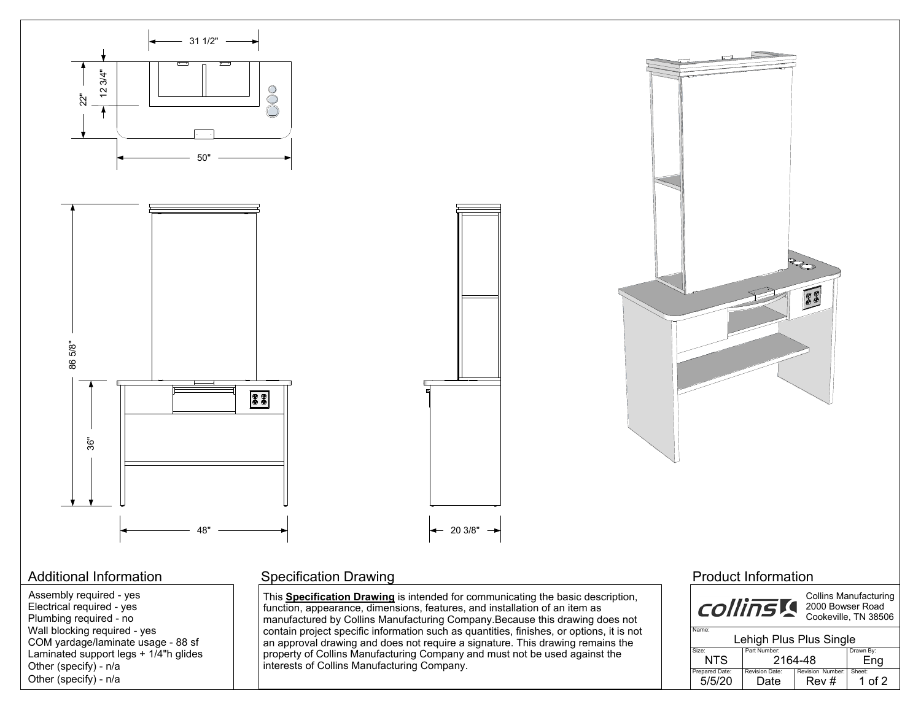31 1/2"

12 3/4"

22"

50"

86 5/8"

36"

48"

20 3/8"

## Additional Information

Assembly required - yes
Electrical required - yes
Plumbing required - no
Wall blocking required - yes
COM yardage/laminate usage - 88 sf
Laminated support legs + 1/4"h glides
Other (specify) - n/a
Other (specify) - n/a

## Specification Drawing

This **Specification Drawing** is intended for communicating the basic description, function, appearance, dimensions, features, and installation of an item as manufactured by Collins Manufacturing Company.Because this drawing does not contain project specific information such as quantities, finishes, or options, it is not an approval drawing and does not require a signature. This drawing remains the property of Collins Manufacturing Company and must not be used against the interests of Collins Manufacturing Company.

## Product Information

collins

Collins Manufacturing
2000 Bowser Road
Cookeville, TN 38506

| Name: | | | |
|---|---|---|---|
| Lehigh Plus Plus Single | | | |
| Size: | Part Number: | | Drawn By: |
| NTS | 2164-48 | | Eng |
| Prepared Date: | Revision Date: | Revision Number: | Sheet: |
| 5/5/20 | Date | Rev # | 1 of 2 |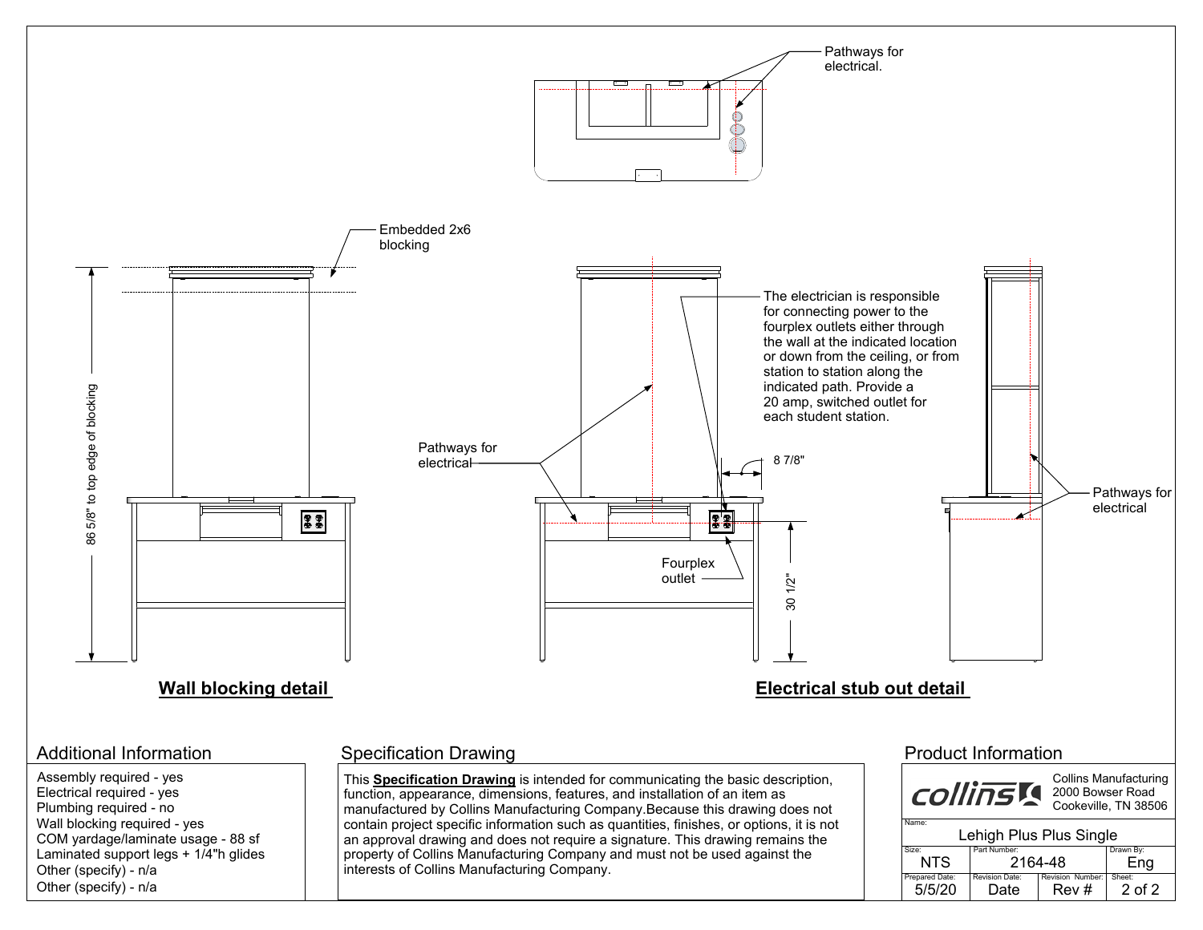Pathways for electrical.

Embedded 2x6 blocking

86 5/8" to top edge of blocking

The electrician is responsible for connecting power to the fourplex outlets either through the wall at the indicated location or down from the ceiling, or from station to station along the indicated path. Provide a 20 amp, switched outlet for each student station.

Pathways for electrical

8 7/8"

Fourplex outlet

30 1/2"

Pathways for electrical

**Wall blocking detail**

**Electrical stub out detail**

## Additional Information

Assembly required - yes
Electrical required - yes
Plumbing required - no
Wall blocking required - yes
COM yardage/laminate usage - 88 sf
Laminated support legs + 1/4"h glides
Other (specify) - n/a
Other (specify) - n/a

## Specification Drawing

This **Specification Drawing** is intended for communicating the basic description, function, appearance, dimensions, features, and installation of an item as manufactured by Collins Manufacturing Company.Because this drawing does not contain project specific information such as quantities, finishes, or options, it is not an approval drawing and does not require a signature. This drawing remains the property of Collins Manufacturing Company and must not be used against the interests of Collins Manufacturing Company.

## Product Information

collins

Collins Manufacturing
2000 Bowser Road
Cookeville, TN 38506

| | | | |
|---|---|---|---|
| Name: Lehigh Plus Plus Single | | | |
| Size: NTS | Part Number: 2164-48 | | Drawn By: Eng |
| Prepared Date: 5/5/20 | Revision Date: Date | Revision Number: Rev # | Sheet: 2 of 2 |